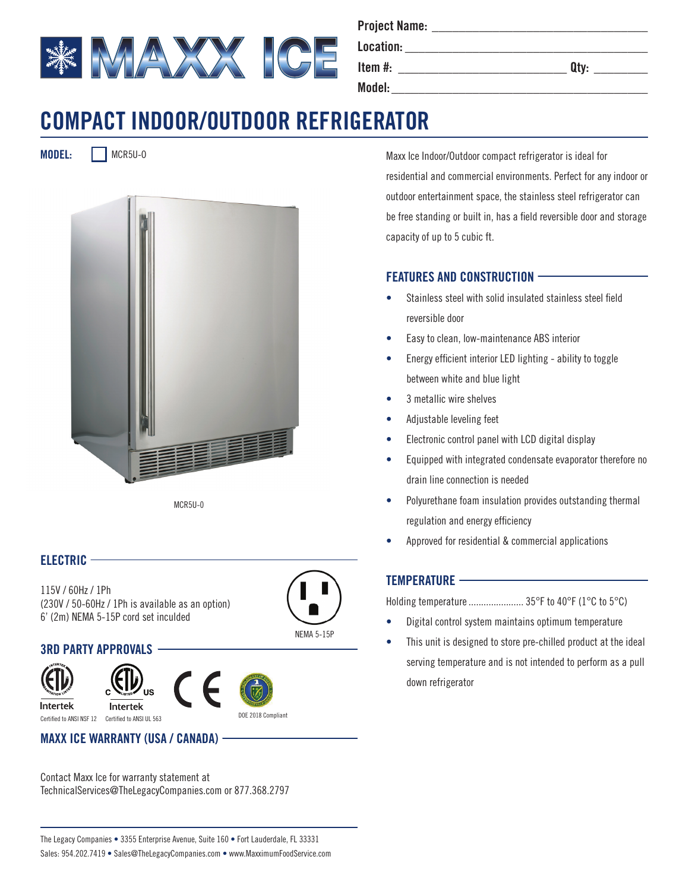Project Name: ___________________________

Location: ___________________________

Item #: ___________________ Qty: ________

Model: ___________________________

# COMPACT INDOOR/OUTDOOR REFRIGERATOR

**MODEL:** ☐ MCR5U-O

MCR5U-O

Maxx Ice Indoor/Outdoor compact refrigerator is ideal for residential and commercial environments. Perfect for any indoor or outdoor entertainment space, the stainless steel refrigerator can be free standing or built in, has a field reversible door and storage capacity of up to 5 cubic ft.

## FEATURES AND CONSTRUCTION

- Stainless steel with solid insulated stainless steel field reversible door
- Easy to clean, low-maintenance ABS interior
- Energy efficient interior LED lighting - ability to toggle between white and blue light
- 3 metallic wire shelves
- Adjustable leveling feet
- Electronic control panel with LCD digital display
- Equipped with integrated condensate evaporator therefore no drain line connection is needed
- Polyurethane foam insulation provides outstanding thermal regulation and energy efficiency
- Approved for residential & commercial applications

## TEMPERATURE

Holding temperature ...................... 35°F to 40°F (1°C to 5°C)

- Digital control system maintains optimum temperature
- This unit is designed to store pre-chilled product at the ideal serving temperature and is not intended to perform as a pull down refrigerator

## ELECTRIC

115V / 60Hz / 1Ph
(230V / 50-60Hz / 1Ph is available as an option)
6' (2m) NEMA 5-15P cord set inculded

NEMA 5-15P

## 3RD PARTY APPROVALS

Intertek — Certified to ANSI NSF 12

Intertek — Certified to ANSI UL 563

CE

DOE 2018 Compliant

## MAXX ICE WARRANTY (USA / CANADA)

Contact Maxx Ice for warranty statement at TechnicalServices@TheLegacyCompanies.com or 877.368.2797

The Legacy Companies • 3355 Enterprise Avenue, Suite 160 • Fort Lauderdale, FL 33331
Sales: 954.202.7419 • Sales@TheLegacyCompanies.com • www.MaxximumFoodService.com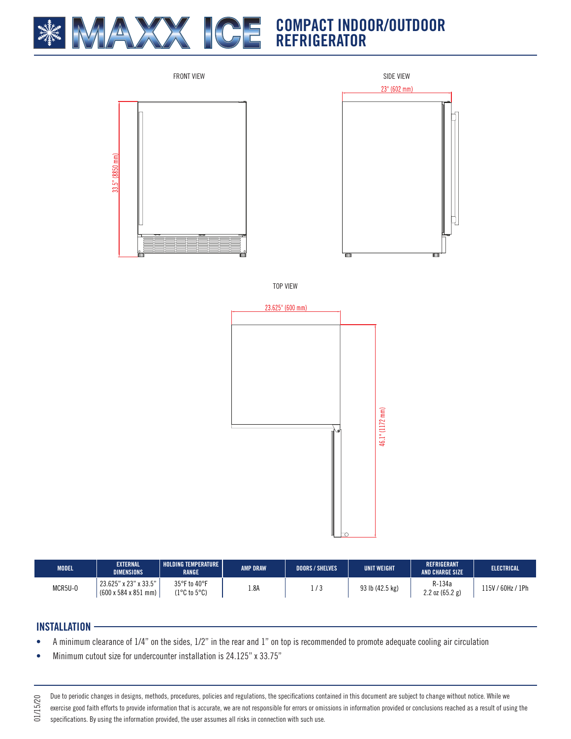# MAXX ICE

## COMPACT INDOOR/OUTDOOR REFRIGERATOR

FRONT VIEW

33.5" (8850 mm)

SIDE VIEW

23" (602 mm)

TOP VIEW

23.625" (600 mm)

46.1" (1172 mm)

| MODEL | EXTERNAL DIMENSIONS | HOLDING TEMPERATURE RANGE | AMP DRAW | DOORS / SHELVES | UNIT WEIGHT | REFRIGERANT AND CHARGE SIZE | ELECTRICAL |
|---|---|---|---|---|---|---|---|
| MCR5U-O | 23.625" x 23" x 33.5" (600 x 584 x 851 mm) | 35°F to 40°F (1°C to 5°C) | 1.8A | 1 / 3 | 93 lb (42.5 kg) | R-134a 2.2 oz (65.2 g) | 115V / 60Hz / 1Ph |

## INSTALLATION

- A minimum clearance of 1/4" on the sides, 1/2" in the rear and 1" on top is recommended to promote adequate cooling air circulation
- Minimum cutout size for undercounter installation is 24.125" x 33.75"

Due to periodic changes in designs, methods, procedures, policies and regulations, the specifications contained in this document are subject to change without notice. While we exercise good faith efforts to provide information that is accurate, we are not responsible for errors or omissions in information provided or conclusions reached as a result of using the specifications. By using the information provided, the user assumes all risks in connection with such use.

01/15/20